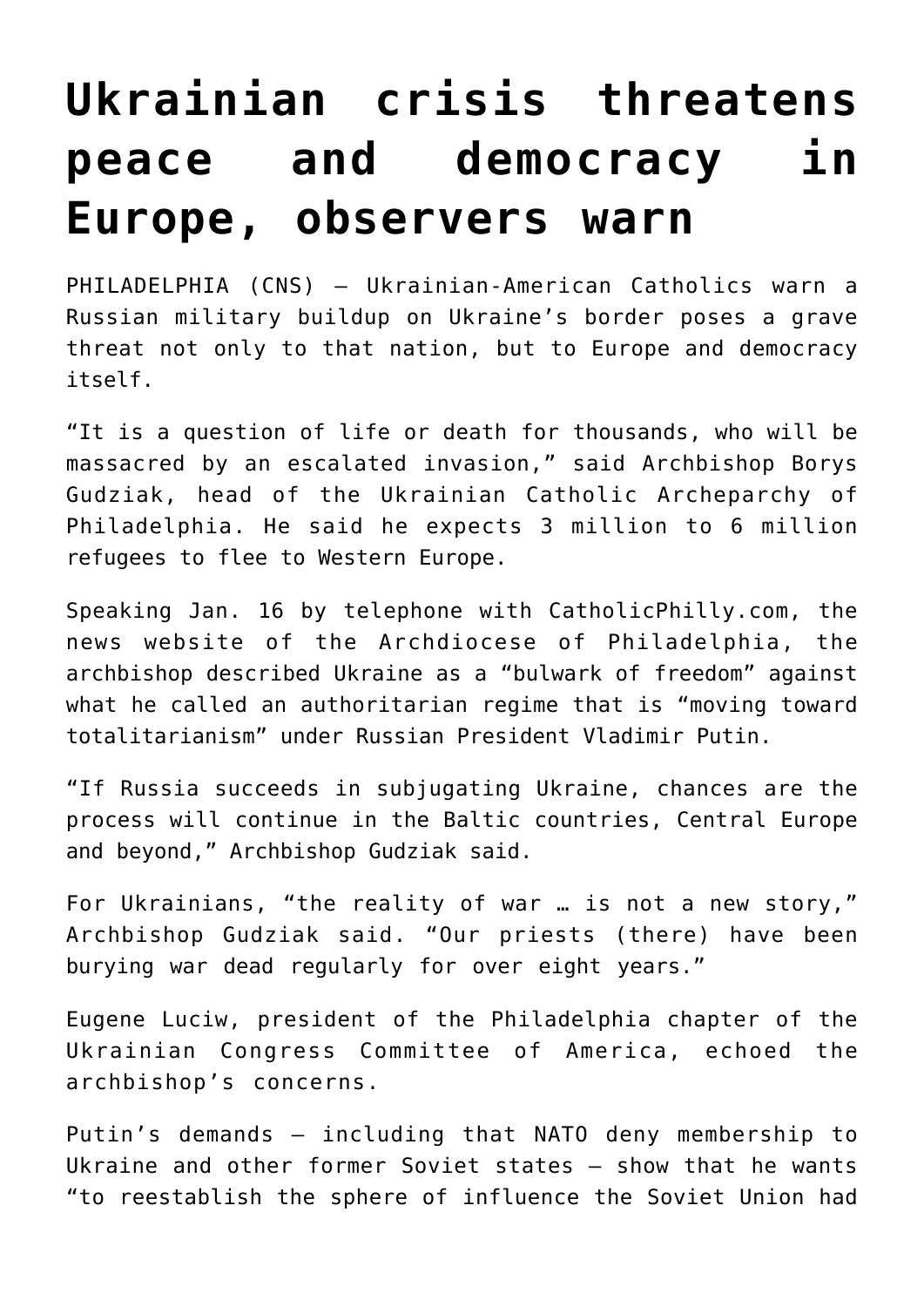# Ukrainian crisis threatens peace and democracy in Europe, observers warn

PHILADELPHIA (CNS) — Ukrainian-American Catholics warn a Russian military buildup on Ukraine's border poses a grave threat not only to that nation, but to Europe and democracy itself.

"It is a question of life or death for thousands, who will be massacred by an escalated invasion," said Archbishop Borys Gudziak, head of the Ukrainian Catholic Archeparchy of Philadelphia. He said he expects 3 million to 6 million refugees to flee to Western Europe.

Speaking Jan. 16 by telephone with CatholicPhilly.com, the news website of the Archdiocese of Philadelphia, the archbishop described Ukraine as a "bulwark of freedom" against what he called an authoritarian regime that is "moving toward totalitarianism" under Russian President Vladimir Putin.

"If Russia succeeds in subjugating Ukraine, chances are the process will continue in the Baltic countries, Central Europe and beyond," Archbishop Gudziak said.

For Ukrainians, "the reality of war … is not a new story," Archbishop Gudziak said. "Our priests (there) have been burying war dead regularly for over eight years."

Eugene Luciw, president of the Philadelphia chapter of the Ukrainian Congress Committee of America, echoed the archbishop's concerns.

Putin's demands — including that NATO deny membership to Ukraine and other former Soviet states — show that he wants "to reestablish the sphere of influence the Soviet Union had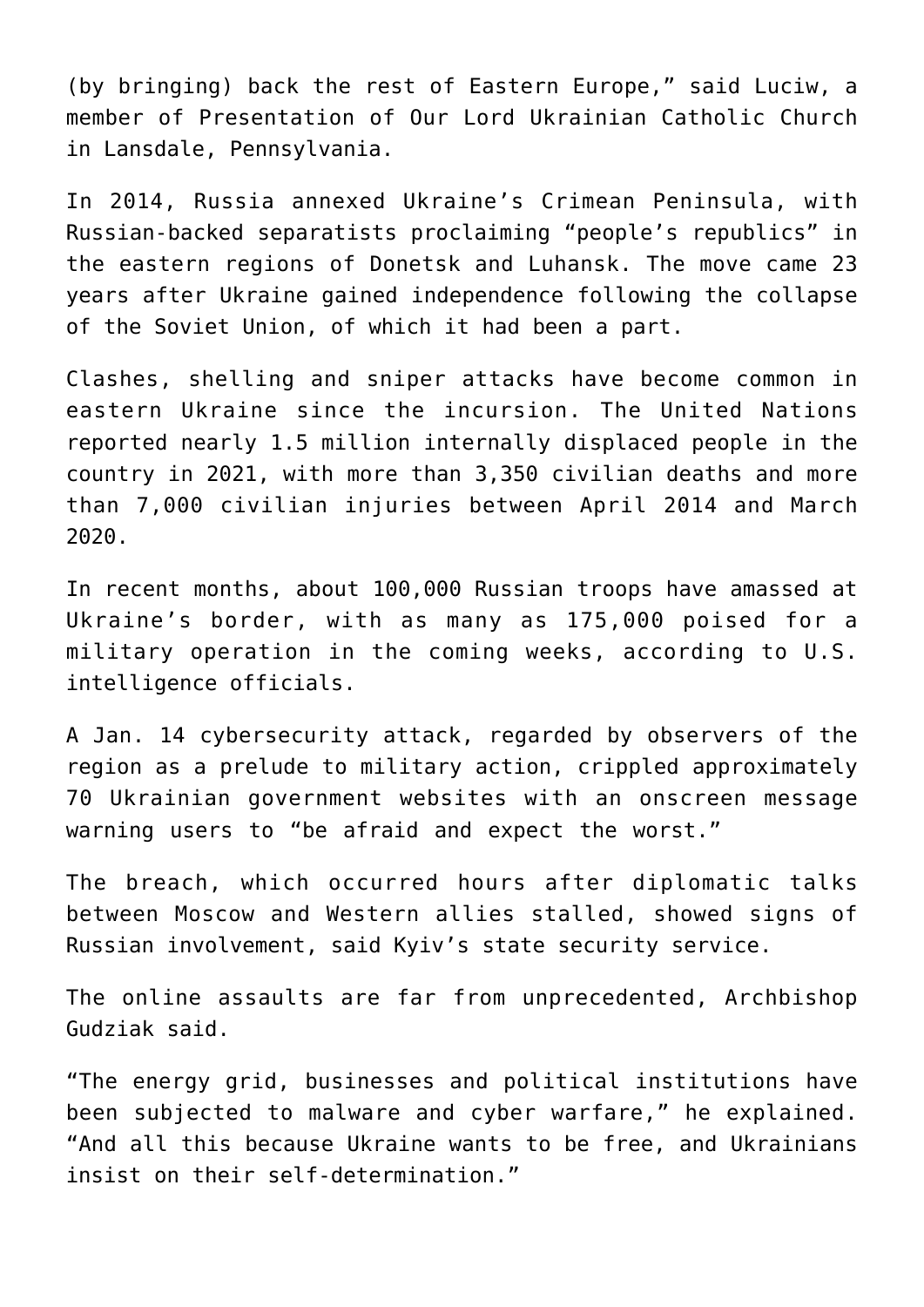(by bringing) back the rest of Eastern Europe," said Luciw, a member of Presentation of Our Lord Ukrainian Catholic Church in Lansdale, Pennsylvania.

In 2014, Russia annexed Ukraine's Crimean Peninsula, with Russian-backed separatists proclaiming "people's republics" in the eastern regions of Donetsk and Luhansk. The move came 23 years after Ukraine gained independence following the collapse of the Soviet Union, of which it had been a part.

Clashes, shelling and sniper attacks have become common in eastern Ukraine since the incursion. The United Nations reported nearly 1.5 million internally displaced people in the country in 2021, with more than 3,350 civilian deaths and more than 7,000 civilian injuries between April 2014 and March 2020.

In recent months, about 100,000 Russian troops have amassed at Ukraine's border, with as many as 175,000 poised for a military operation in the coming weeks, according to U.S. intelligence officials.

A Jan. 14 cybersecurity attack, regarded by observers of the region as a prelude to military action, crippled approximately 70 Ukrainian government websites with an onscreen message warning users to "be afraid and expect the worst."

The breach, which occurred hours after diplomatic talks between Moscow and Western allies stalled, showed signs of Russian involvement, said Kyiv's state security service.

The online assaults are far from unprecedented, Archbishop Gudziak said.

"The energy grid, businesses and political institutions have been subjected to malware and cyber warfare," he explained. "And all this because Ukraine wants to be free, and Ukrainians insist on their self-determination."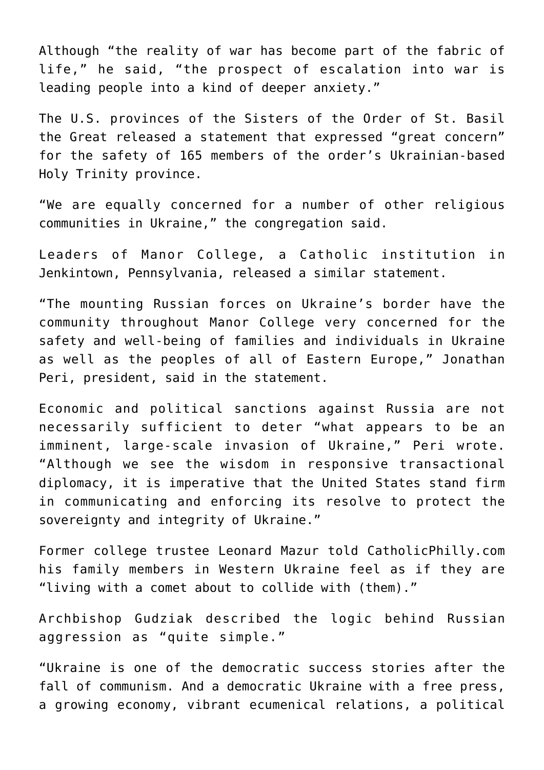Although “the reality of war has become part of the fabric of life,” he said, “the prospect of escalation into war is leading people into a kind of deeper anxiety.”

The U.S. provinces of the Sisters of the Order of St. Basil the Great released a statement that expressed “great concern” for the safety of 165 members of the order’s Ukrainian-based Holy Trinity province.

“We are equally concerned for a number of other religious communities in Ukraine,” the congregation said.

Leaders of Manor College, a Catholic institution in Jenkintown, Pennsylvania, released a similar statement.

“The mounting Russian forces on Ukraine’s border have the community throughout Manor College very concerned for the safety and well-being of families and individuals in Ukraine as well as the peoples of all of Eastern Europe,” Jonathan Peri, president, said in the statement.

Economic and political sanctions against Russia are not necessarily sufficient to deter “what appears to be an imminent, large-scale invasion of Ukraine,” Peri wrote. “Although we see the wisdom in responsive transactional diplomacy, it is imperative that the United States stand firm in communicating and enforcing its resolve to protect the sovereignty and integrity of Ukraine.”

Former college trustee Leonard Mazur told CatholicPhilly.com his family members in Western Ukraine feel as if they are “living with a comet about to collide with (them).”

Archbishop Gudziak described the logic behind Russian aggression as “quite simple.”

“Ukraine is one of the democratic success stories after the fall of communism. And a democratic Ukraine with a free press, a growing economy, vibrant ecumenical relations, a political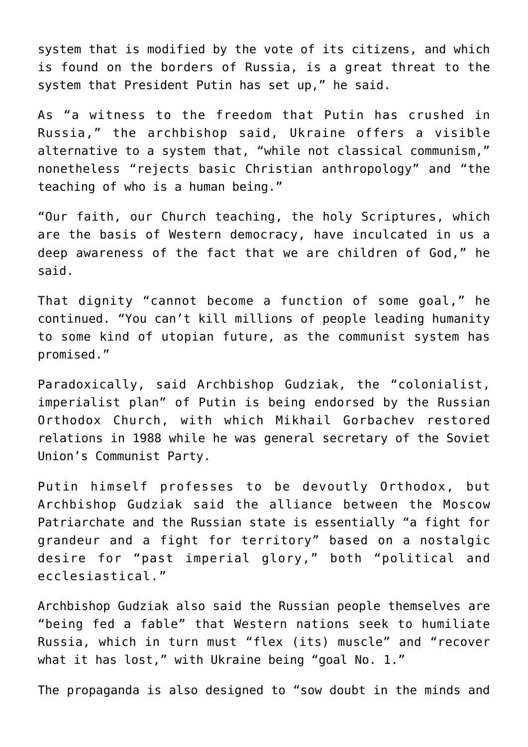system that is modified by the vote of its citizens, and which is found on the borders of Russia, is a great threat to the system that President Putin has set up," he said.

As "a witness to the freedom that Putin has crushed in Russia," the archbishop said, Ukraine offers a visible alternative to a system that, "while not classical communism," nonetheless "rejects basic Christian anthropology" and "the teaching of who is a human being."

"Our faith, our Church teaching, the holy Scriptures, which are the basis of Western democracy, have inculcated in us a deep awareness of the fact that we are children of God," he said.

That dignity "cannot become a function of some goal," he continued. "You can't kill millions of people leading humanity to some kind of utopian future, as the communist system has promised."

Paradoxically, said Archbishop Gudziak, the "colonialist, imperialist plan" of Putin is being endorsed by the Russian Orthodox Church, with which Mikhail Gorbachev restored relations in 1988 while he was general secretary of the Soviet Union's Communist Party.

Putin himself professes to be devoutly Orthodox, but Archbishop Gudziak said the alliance between the Moscow Patriarchate and the Russian state is essentially "a fight for grandeur and a fight for territory" based on a nostalgic desire for "past imperial glory," both "political and ecclesiastical."

Archbishop Gudziak also said the Russian people themselves are "being fed a fable" that Western nations seek to humiliate Russia, which in turn must "flex (its) muscle" and "recover what it has lost," with Ukraine being "goal No. 1."

The propaganda is also designed to "sow doubt in the minds and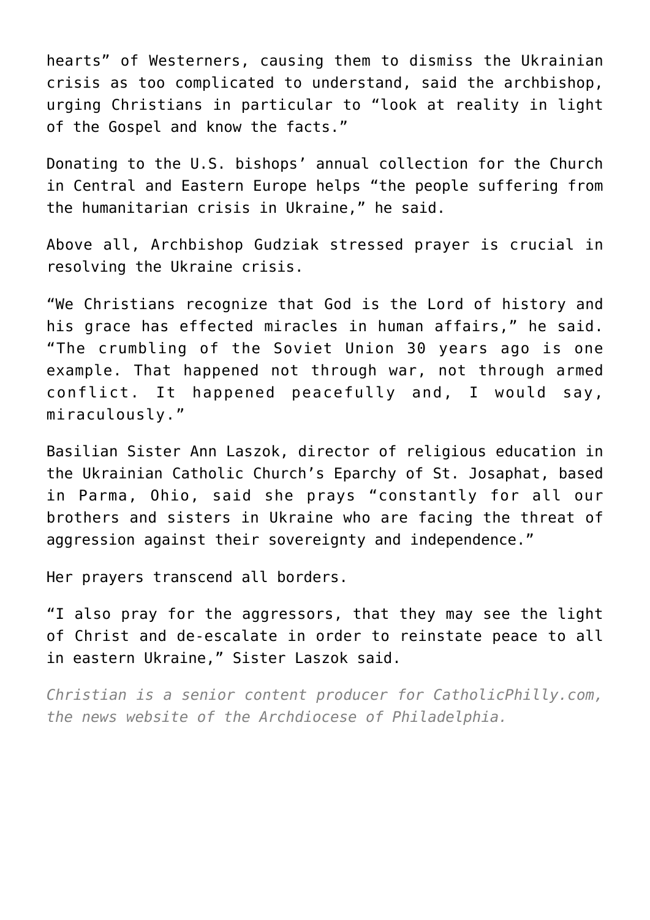hearts" of Westerners, causing them to dismiss the Ukrainian crisis as too complicated to understand, said the archbishop, urging Christians in particular to "look at reality in light of the Gospel and know the facts."

Donating to the U.S. bishops' annual collection for the Church in Central and Eastern Europe helps "the people suffering from the humanitarian crisis in Ukraine," he said.

Above all, Archbishop Gudziak stressed prayer is crucial in resolving the Ukraine crisis.

"We Christians recognize that God is the Lord of history and his grace has effected miracles in human affairs," he said. "The crumbling of the Soviet Union 30 years ago is one example. That happened not through war, not through armed conflict. It happened peacefully and, I would say, miraculously."

Basilian Sister Ann Laszok, director of religious education in the Ukrainian Catholic Church's Eparchy of St. Josaphat, based in Parma, Ohio, said she prays "constantly for all our brothers and sisters in Ukraine who are facing the threat of aggression against their sovereignty and independence."

Her prayers transcend all borders.

"I also pray for the aggressors, that they may see the light of Christ and de-escalate in order to reinstate peace to all in eastern Ukraine," Sister Laszok said.

*Christian is a senior content producer for CatholicPhilly.com, the news website of the Archdiocese of Philadelphia.*